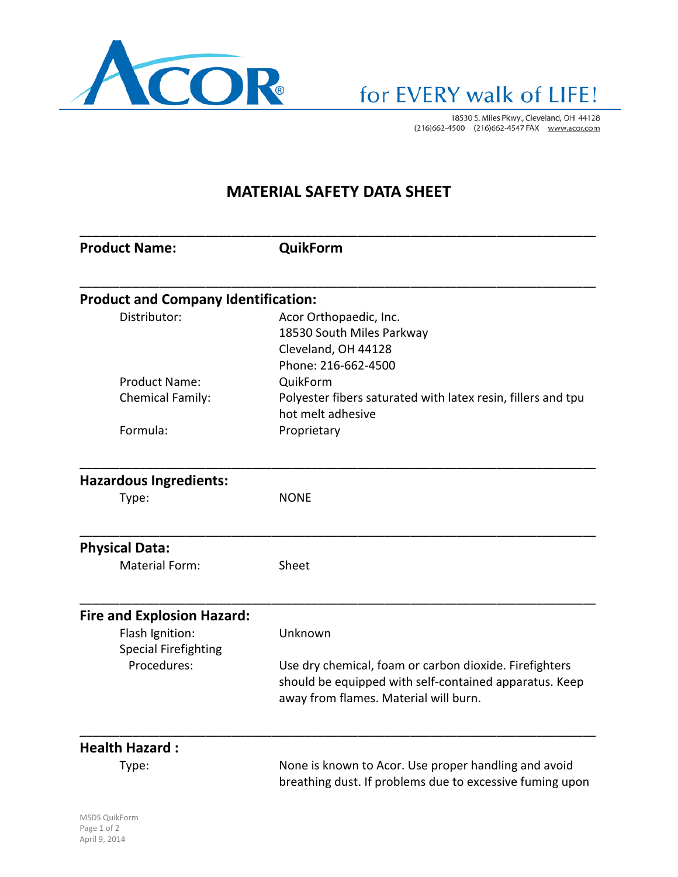ACOR®

for EVERY walk of LIFE!

18530 S. Miles Pkwy., Cleveland, OH 44128
(216)662-4500 (216)662-4547 FAX www.acor.com

# MATERIAL SAFETY DATA SHEET

**Product Name:** **QuikForm**

## Product and Company Identification:

| | |
|---|---|
| Distributor: | Acor Orthopaedic, Inc.<br>18530 South Miles Parkway<br>Cleveland, OH 44128<br>Phone: 216-662-4500 |
| Product Name: | QuikForm |
| Chemical Family: | Polyester fibers saturated with latex resin, fillers and tpu hot melt adhesive |
| Formula: | Proprietary |

## Hazardous Ingredients:

| | |
|---|---|
| Type: | NONE |

## Physical Data:

| | |
|---|---|
| Material Form: | Sheet |

## Fire and Explosion Hazard:

| | |
|---|---|
| Flash Ignition: | Unknown |
| Special Firefighting Procedures: | Use dry chemical, foam or carbon dioxide. Firefighters should be equipped with self-contained apparatus. Keep away from flames. Material will burn. |

## Health Hazard :

| | |
|---|---|
| Type: | None is known to Acor. Use proper handling and avoid breathing dust. If problems due to excessive fuming upon |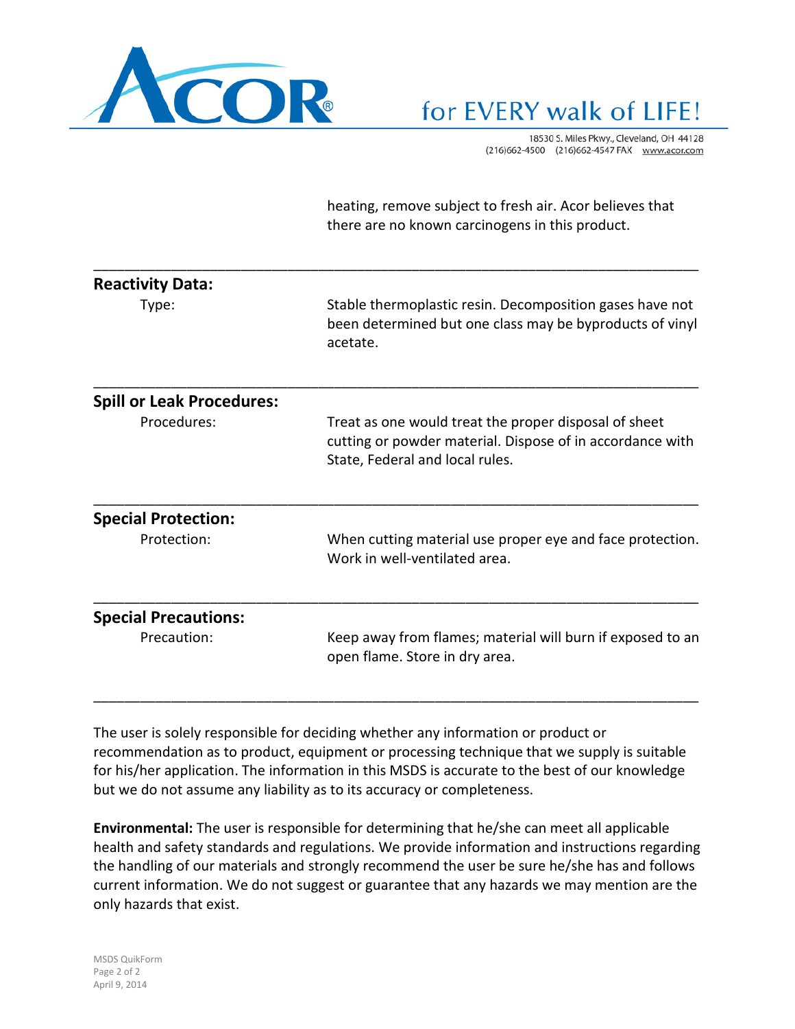heating, remove subject to fresh air. Acor believes that there are no known carcinogens in this product.

---

**Reactivity Data:**

Type: Stable thermoplastic resin. Decomposition gases have not been determined but one class may be byproducts of vinyl acetate.

---

**Spill or Leak Procedures:**

Procedures: Treat as one would treat the proper disposal of sheet cutting or powder material. Dispose of in accordance with State, Federal and local rules.

---

**Special Protection:**

Protection: When cutting material use proper eye and face protection. Work in well-ventilated area.

---

**Special Precautions:**

Precaution: Keep away from flames; material will burn if exposed to an open flame. Store in dry area.

---

The user is solely responsible for deciding whether any information or product or recommendation as to product, equipment or processing technique that we supply is suitable for his/her application. The information in this MSDS is accurate to the best of our knowledge but we do not assume any liability as to its accuracy or completeness.

**Environmental:** The user is responsible for determining that he/she can meet all applicable health and safety standards and regulations. We provide information and instructions regarding the handling of our materials and strongly recommend the user be sure he/she has and follows current information. We do not suggest or guarantee that any hazards we may mention are the only hazards that exist.

MSDS QuikForm
April 9, 2014